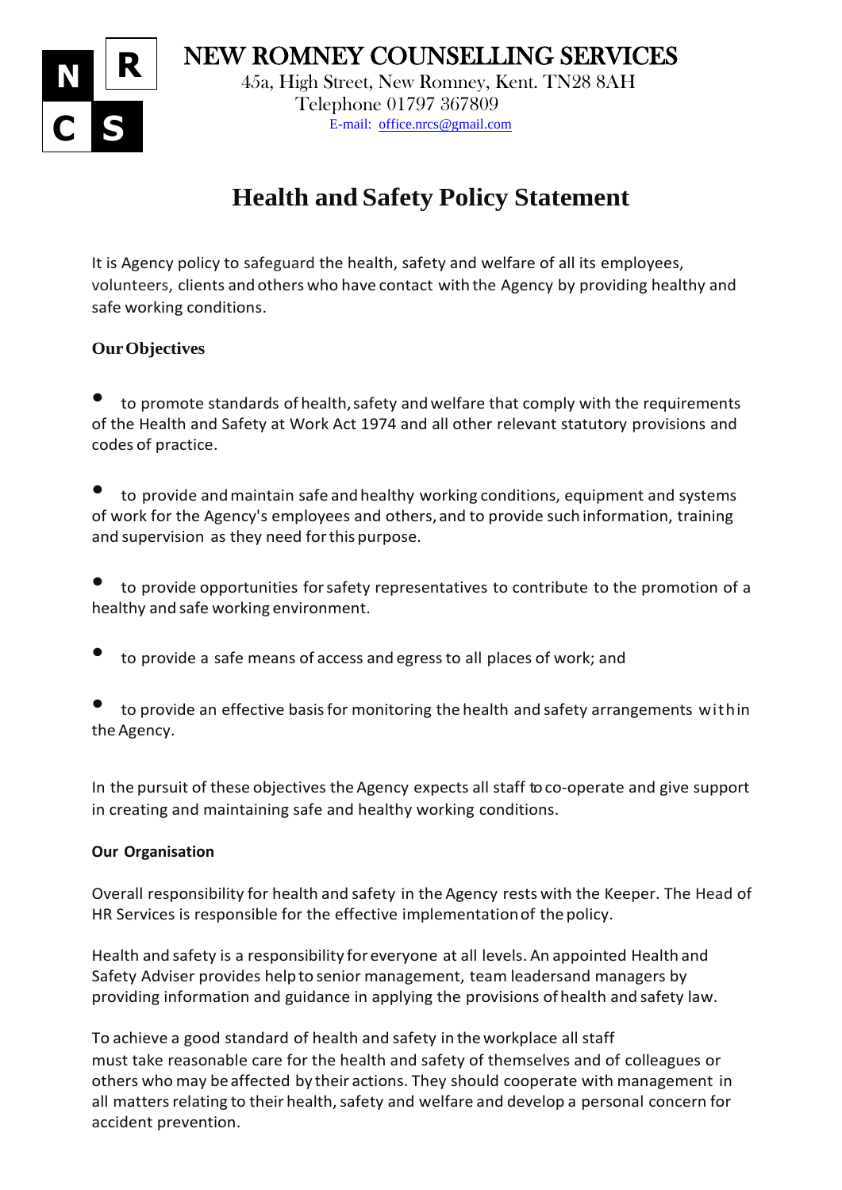**NEW ROMNEY COUNSELLING SERVICES**

45a, High Street, New Romney, Kent. TN28 8AH
Telephone 01797 367809
E-mail: office.nrcs@gmail.com

# Health and Safety Policy Statement

It is Agency policy to safeguard the health, safety and welfare of all its employees, volunteers, clients and others who have contact with the Agency by providing healthy and safe working conditions.

**Our Objectives**

- to promote standards of health, safety and welfare that comply with the requirements of the Health and Safety at Work Act 1974 and all other relevant statutory provisions and codes of practice.

- to provide and maintain safe and healthy working conditions, equipment and systems of work for the Agency's employees and others, and to provide such information, training and supervision as they need for this purpose.

- to provide opportunities for safety representatives to contribute to the promotion of a healthy and safe working environment.

- to provide a safe means of access and egress to all places of work; and

- to provide an effective basis for monitoring the health and safety arrangements within the Agency.

In the pursuit of these objectives the Agency expects all staff to co-operate and give support in creating and maintaining safe and healthy working conditions.

**Our Organisation**

Overall responsibility for health and safety in the Agency rests with the Keeper. The Head of HR Services is responsible for the effective implementation of the policy.

Health and safety is a responsibility for everyone at all levels. An appointed Health and Safety Adviser provides help to senior management, team leaders and managers by providing information and guidance in applying the provisions of health and safety law.

To achieve a good standard of health and safety in the workplace all staff must take reasonable care for the health and safety of themselves and of colleagues or others who may be affected by their actions. They should cooperate with management in all matters relating to their health, safety and welfare and develop a personal concern for accident prevention.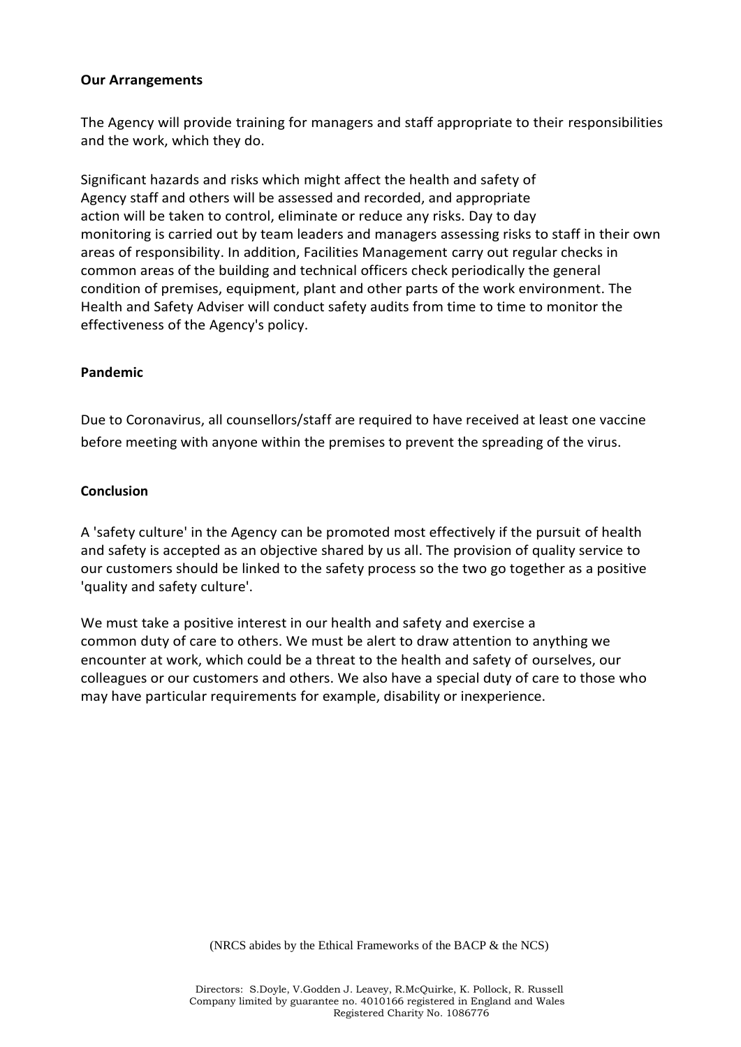**Our Arrangements**

The Agency will provide training for managers and staff appropriate to their responsibilities and the work, which they do.

Significant hazards and risks which might affect the health and safety of Agency staff and others will be assessed and recorded, and appropriate action will be taken to control, eliminate or reduce any risks. Day to day monitoring is carried out by team leaders and managers assessing risks to staff in their own areas of responsibility. In addition, Facilities Management carry out regular checks in common areas of the building and technical officers check periodically the general condition of premises, equipment, plant and other parts of the work environment. The Health and Safety Adviser will conduct safety audits from time to time to monitor the effectiveness of the Agency's policy.

**Pandemic**

Due to Coronavirus, all counsellors/staff are required to have received at least one vaccine before meeting with anyone within the premises to prevent the spreading of the virus.

**Conclusion**

A 'safety culture' in the Agency can be promoted most effectively if the pursuit of health and safety is accepted as an objective shared by us all. The provision of quality service to our customers should be linked to the safety process so the two go together as a positive 'quality and safety culture'.

We must take a positive interest in our health and safety and exercise a common duty of care to others. We must be alert to draw attention to anything we encounter at work, which could be a threat to the health and safety of ourselves, our colleagues or our customers and others. We also have a special duty of care to those who may have particular requirements for example, disability or inexperience.

(NRCS abides by the Ethical Frameworks of the BACP & the NCS)

Directors: S.Doyle, V.Godden J. Leavey, R.McQuirke, K. Pollock, R. Russell
Company limited by guarantee no. 4010166 registered in England and Wales
Registered Charity No. 1086776